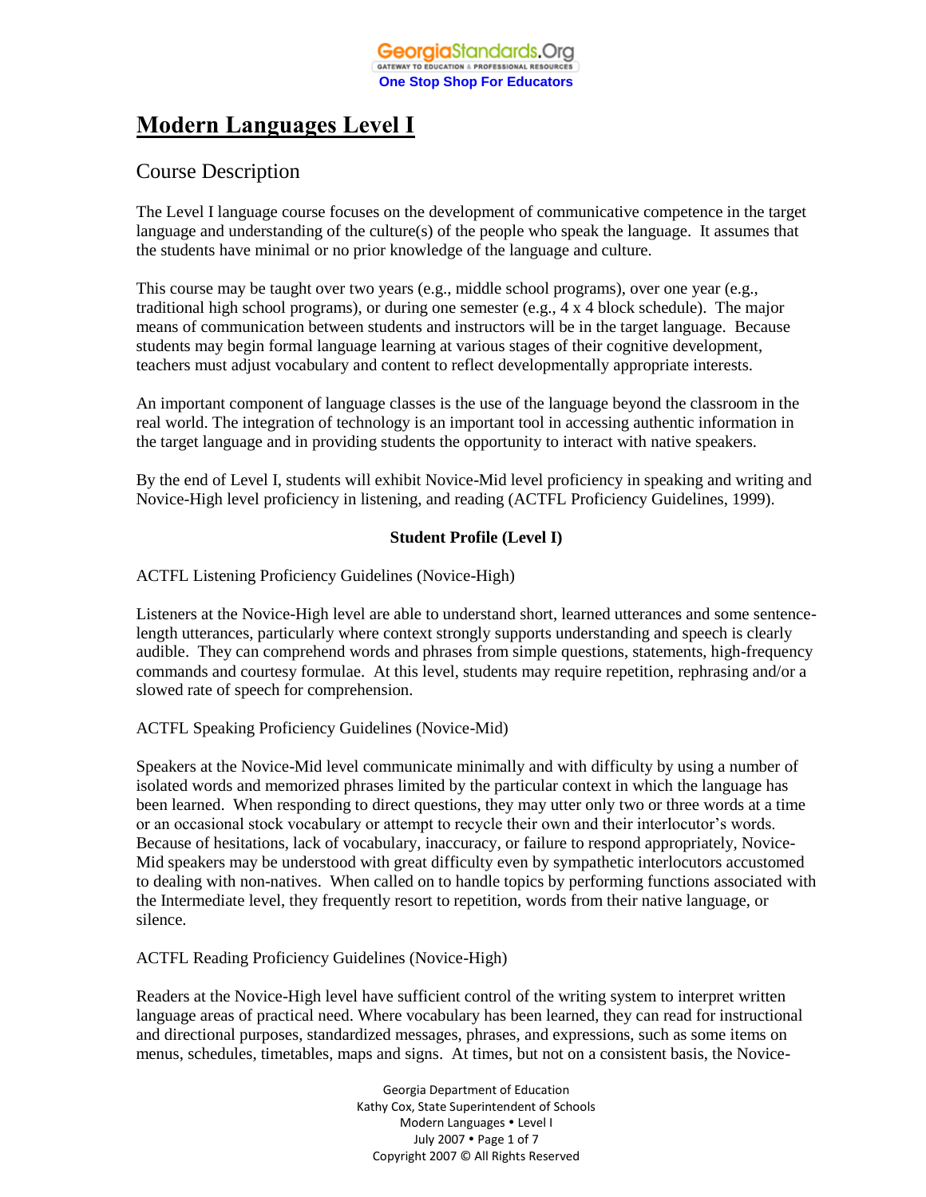# Modern Languages Level I

## Course Description

The Level I language course focuses on the development of communicative competence in the target language and understanding of the culture(s) of the people who speak the language. It assumes that the students have minimal or no prior knowledge of the language and culture.

This course may be taught over two years (e.g., middle school programs), over one year (e.g., traditional high school programs), or during one semester (e.g., 4 x 4 block schedule). The major means of communication between students and instructors will be in the target language. Because students may begin formal language learning at various stages of their cognitive development, teachers must adjust vocabulary and content to reflect developmentally appropriate interests.

An important component of language classes is the use of the language beyond the classroom in the real world. The integration of technology is an important tool in accessing authentic information in the target language and in providing students the opportunity to interact with native speakers.

By the end of Level I, students will exhibit Novice-Mid level proficiency in speaking and writing and Novice-High level proficiency in listening, and reading (ACTFL Proficiency Guidelines, 1999).

**Student Profile (Level I)**

ACTFL Listening Proficiency Guidelines (Novice-High)

Listeners at the Novice-High level are able to understand short, learned utterances and some sentence-length utterances, particularly where context strongly supports understanding and speech is clearly audible. They can comprehend words and phrases from simple questions, statements, high-frequency commands and courtesy formulae. At this level, students may require repetition, rephrasing and/or a slowed rate of speech for comprehension.

ACTFL Speaking Proficiency Guidelines (Novice-Mid)

Speakers at the Novice-Mid level communicate minimally and with difficulty by using a number of isolated words and memorized phrases limited by the particular context in which the language has been learned. When responding to direct questions, they may utter only two or three words at a time or an occasional stock vocabulary or attempt to recycle their own and their interlocutor's words. Because of hesitations, lack of vocabulary, inaccuracy, or failure to respond appropriately, Novice-Mid speakers may be understood with great difficulty even by sympathetic interlocutors accustomed to dealing with non-natives. When called on to handle topics by performing functions associated with the Intermediate level, they frequently resort to repetition, words from their native language, or silence.

ACTFL Reading Proficiency Guidelines (Novice-High)

Readers at the Novice-High level have sufficient control of the writing system to interpret written language areas of practical need. Where vocabulary has been learned, they can read for instructional and directional purposes, standardized messages, phrases, and expressions, such as some items on menus, schedules, timetables, maps and signs. At times, but not on a consistent basis, the Novice-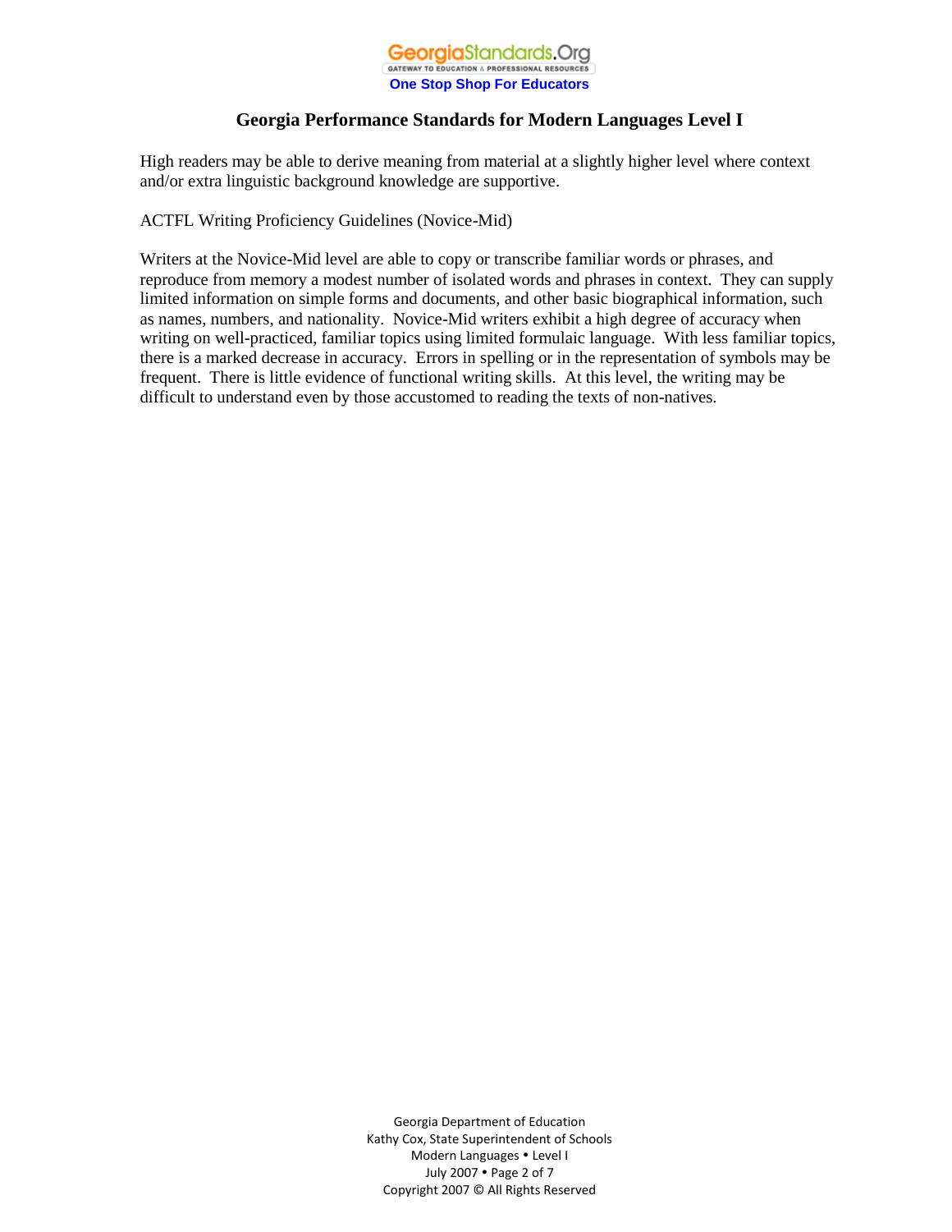High readers may be able to derive meaning from material at a slightly higher level where context and/or extra linguistic background knowledge are supportive.

ACTFL Writing Proficiency Guidelines (Novice-Mid)

Writers at the Novice-Mid level are able to copy or transcribe familiar words or phrases, and reproduce from memory a modest number of isolated words and phrases in context. They can supply limited information on simple forms and documents, and other basic biographical information, such as names, numbers, and nationality. Novice-Mid writers exhibit a high degree of accuracy when writing on well-practiced, familiar topics using limited formulaic language. With less familiar topics, there is a marked decrease in accuracy. Errors in spelling or in the representation of symbols may be frequent. There is little evidence of functional writing skills. At this level, the writing may be difficult to understand even by those accustomed to reading the texts of non-natives.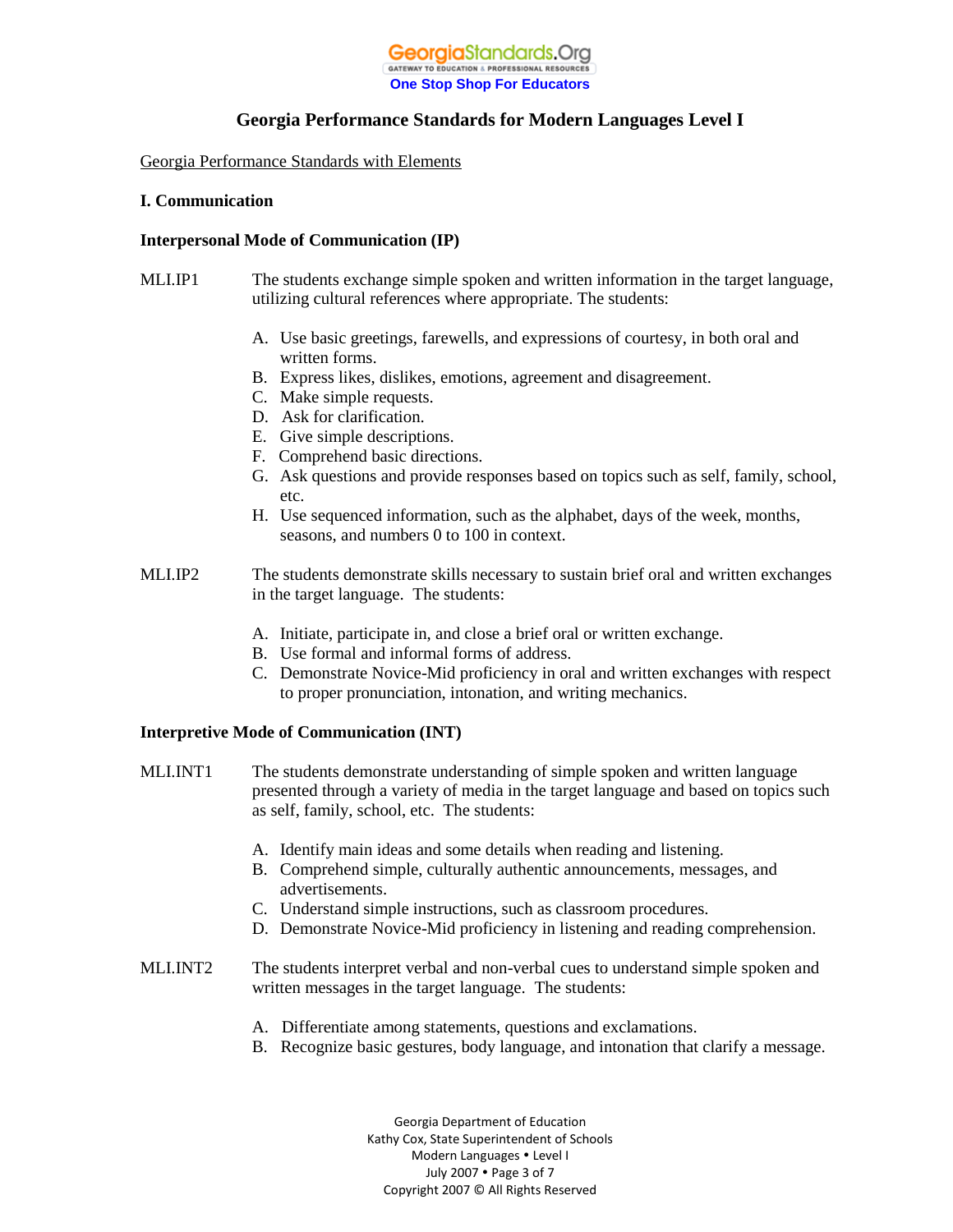## Georgia Performance Standards for Modern Languages Level I

Georgia Performance Standards with Elements

### I. Communication

#### Interpersonal Mode of Communication (IP)

**MLI.IP1** The students exchange simple spoken and written information in the target language, utilizing cultural references where appropriate. The students:

A. Use basic greetings, farewells, and expressions of courtesy, in both oral and written forms.
B. Express likes, dislikes, emotions, agreement and disagreement.
C. Make simple requests.
D. Ask for clarification.
E. Give simple descriptions.
F. Comprehend basic directions.
G. Ask questions and provide responses based on topics such as self, family, school, etc.
H. Use sequenced information, such as the alphabet, days of the week, months, seasons, and numbers 0 to 100 in context.

**MLI.IP2** The students demonstrate skills necessary to sustain brief oral and written exchanges in the target language. The students:

A. Initiate, participate in, and close a brief oral or written exchange.
B. Use formal and informal forms of address.
C. Demonstrate Novice-Mid proficiency in oral and written exchanges with respect to proper pronunciation, intonation, and writing mechanics.

#### Interpretive Mode of Communication (INT)

**MLI.INT1** The students demonstrate understanding of simple spoken and written language presented through a variety of media in the target language and based on topics such as self, family, school, etc. The students:

A. Identify main ideas and some details when reading and listening.
B. Comprehend simple, culturally authentic announcements, messages, and advertisements.
C. Understand simple instructions, such as classroom procedures.
D. Demonstrate Novice-Mid proficiency in listening and reading comprehension.

**MLI.INT2** The students interpret verbal and non-verbal cues to understand simple spoken and written messages in the target language. The students:

A. Differentiate among statements, questions and exclamations.
B. Recognize basic gestures, body language, and intonation that clarify a message.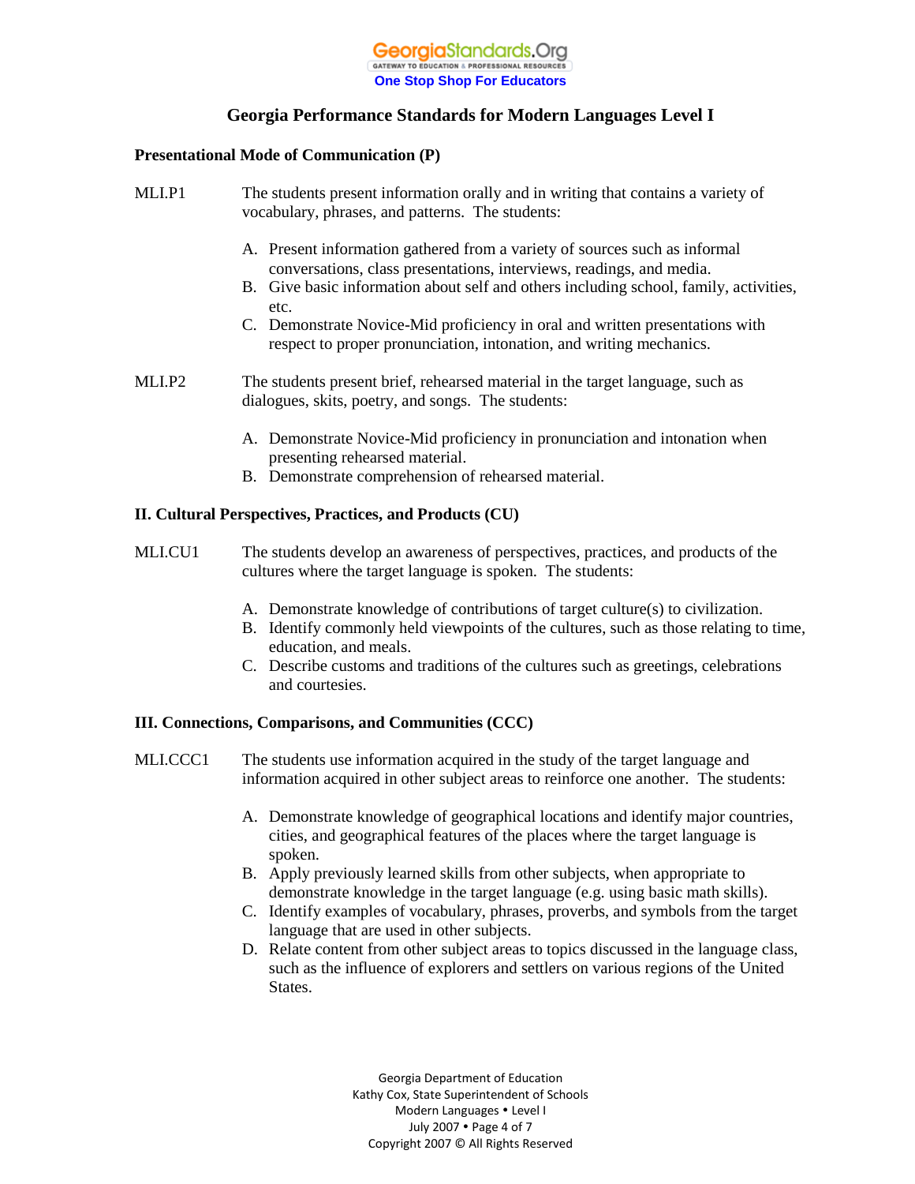## Georgia Performance Standards for Modern Languages Level I

### Presentational Mode of Communication (P)

**MLI.P1** The students present information orally and in writing that contains a variety of vocabulary, phrases, and patterns. The students:

A. Present information gathered from a variety of sources such as informal conversations, class presentations, interviews, readings, and media.
B. Give basic information about self and others including school, family, activities, etc.
C. Demonstrate Novice-Mid proficiency in oral and written presentations with respect to proper pronunciation, intonation, and writing mechanics.

**MLI.P2** The students present brief, rehearsed material in the target language, such as dialogues, skits, poetry, and songs. The students:

A. Demonstrate Novice-Mid proficiency in pronunciation and intonation when presenting rehearsed material.
B. Demonstrate comprehension of rehearsed material.

### II. Cultural Perspectives, Practices, and Products (CU)

**MLI.CU1** The students develop an awareness of perspectives, practices, and products of the cultures where the target language is spoken. The students:

A. Demonstrate knowledge of contributions of target culture(s) to civilization.
B. Identify commonly held viewpoints of the cultures, such as those relating to time, education, and meals.
C. Describe customs and traditions of the cultures such as greetings, celebrations and courtesies.

### III. Connections, Comparisons, and Communities (CCC)

**MLI.CCC1** The students use information acquired in the study of the target language and information acquired in other subject areas to reinforce one another. The students:

A. Demonstrate knowledge of geographical locations and identify major countries, cities, and geographical features of the places where the target language is spoken.
B. Apply previously learned skills from other subjects, when appropriate to demonstrate knowledge in the target language (e.g. using basic math skills).
C. Identify examples of vocabulary, phrases, proverbs, and symbols from the target language that are used in other subjects.
D. Relate content from other subject areas to topics discussed in the language class, such as the influence of explorers and settlers on various regions of the United States.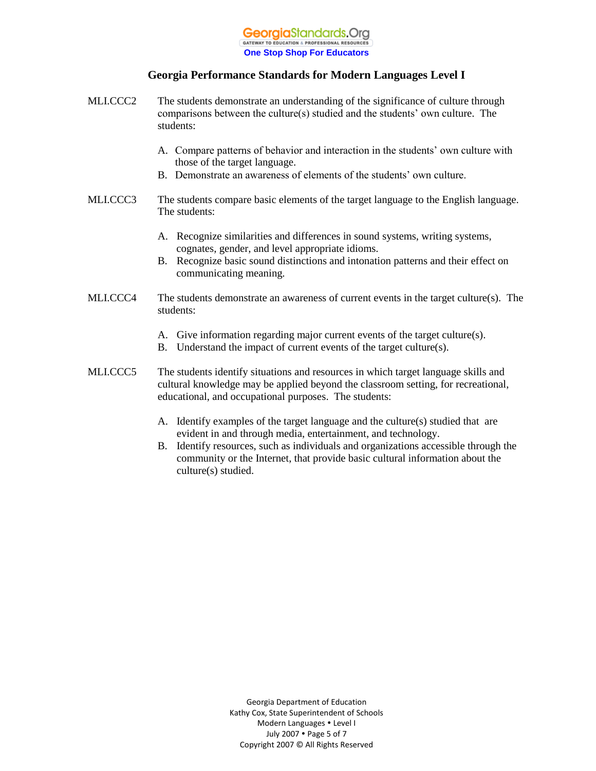# Georgia Performance Standards for Modern Languages Level I

**MLI.CCC2** The students demonstrate an understanding of the significance of culture through comparisons between the culture(s) studied and the students' own culture. The students:

A. Compare patterns of behavior and interaction in the students' own culture with those of the target language.
B. Demonstrate an awareness of elements of the students' own culture.

**MLI.CCC3** The students compare basic elements of the target language to the English language. The students:

A. Recognize similarities and differences in sound systems, writing systems, cognates, gender, and level appropriate idioms.
B. Recognize basic sound distinctions and intonation patterns and their effect on communicating meaning.

**MLI.CCC4** The students demonstrate an awareness of current events in the target culture(s). The students:

A. Give information regarding major current events of the target culture(s).
B. Understand the impact of current events of the target culture(s).

**MLI.CCC5** The students identify situations and resources in which target language skills and cultural knowledge may be applied beyond the classroom setting, for recreational, educational, and occupational purposes. The students:

A. Identify examples of the target language and the culture(s) studied that are evident in and through media, entertainment, and technology.
B. Identify resources, such as individuals and organizations accessible through the community or the Internet, that provide basic cultural information about the culture(s) studied.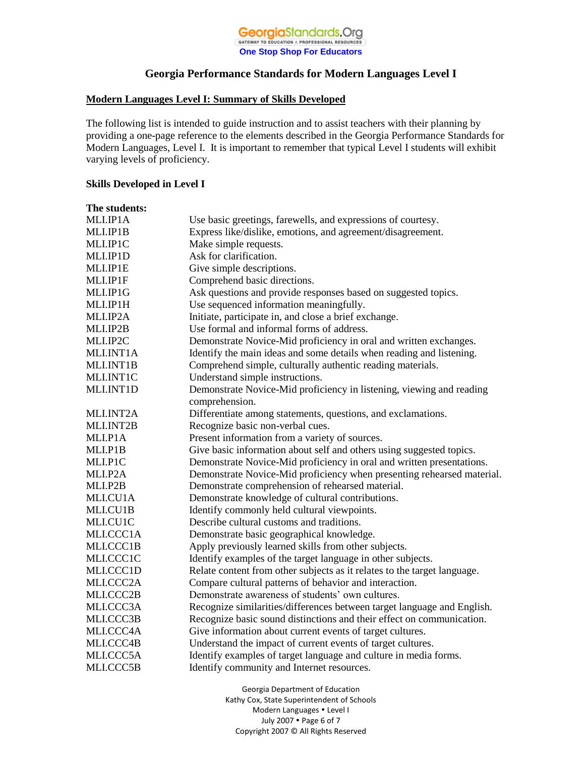# Georgia Performance Standards for Modern Languages Level I

## Modern Languages Level I: Summary of Skills Developed

The following list is intended to guide instruction and to assist teachers with their planning by providing a one-page reference to the elements described in the Georgia Performance Standards for Modern Languages, Level I. It is important to remember that typical Level I students will exhibit varying levels of proficiency.

### Skills Developed in Level I

**The students:**

| | |
|---|---|
| MLI.IP1A | Use basic greetings, farewells, and expressions of courtesy. |
| MLI.IP1B | Express like/dislike, emotions, and agreement/disagreement. |
| MLI.IP1C | Make simple requests. |
| MLI.IP1D | Ask for clarification. |
| MLI.IP1E | Give simple descriptions. |
| MLI.IP1F | Comprehend basic directions. |
| MLI.IP1G | Ask questions and provide responses based on suggested topics. |
| MLI.IP1H | Use sequenced information meaningfully. |
| MLI.IP2A | Initiate, participate in, and close a brief exchange. |
| MLI.IP2B | Use formal and informal forms of address. |
| MLI.IP2C | Demonstrate Novice-Mid proficiency in oral and written exchanges. |
| MLI.INT1A | Identify the main ideas and some details when reading and listening. |
| MLI.INT1B | Comprehend simple, culturally authentic reading materials. |
| MLI.INT1C | Understand simple instructions. |
| MLI.INT1D | Demonstrate Novice-Mid proficiency in listening, viewing and reading comprehension. |
| MLI.INT2A | Differentiate among statements, questions, and exclamations. |
| MLI.INT2B | Recognize basic non-verbal cues. |
| MLI.P1A | Present information from a variety of sources. |
| MLI.P1B | Give basic information about self and others using suggested topics. |
| MLI.P1C | Demonstrate Novice-Mid proficiency in oral and written presentations. |
| MLI.P2A | Demonstrate Novice-Mid proficiency when presenting rehearsed material. |
| MLI.P2B | Demonstrate comprehension of rehearsed material. |
| MLI.CU1A | Demonstrate knowledge of cultural contributions. |
| MLI.CU1B | Identify commonly held cultural viewpoints. |
| MLI.CU1C | Describe cultural customs and traditions. |
| MLI.CCC1A | Demonstrate basic geographical knowledge. |
| MLI.CCC1B | Apply previously learned skills from other subjects. |
| MLI.CCC1C | Identify examples of the target language in other subjects. |
| MLI.CCC1D | Relate content from other subjects as it relates to the target language. |
| MLI.CCC2A | Compare cultural patterns of behavior and interaction. |
| MLI.CCC2B | Demonstrate awareness of students' own cultures. |
| MLI.CCC3A | Recognize similarities/differences between target language and English. |
| MLI.CCC3B | Recognize basic sound distinctions and their effect on communication. |
| MLI.CCC4A | Give information about current events of target cultures. |
| MLI.CCC4B | Understand the impact of current events of target cultures. |
| MLI.CCC5A | Identify examples of target language and culture in media forms. |
| MLI.CCC5B | Identify community and Internet resources. |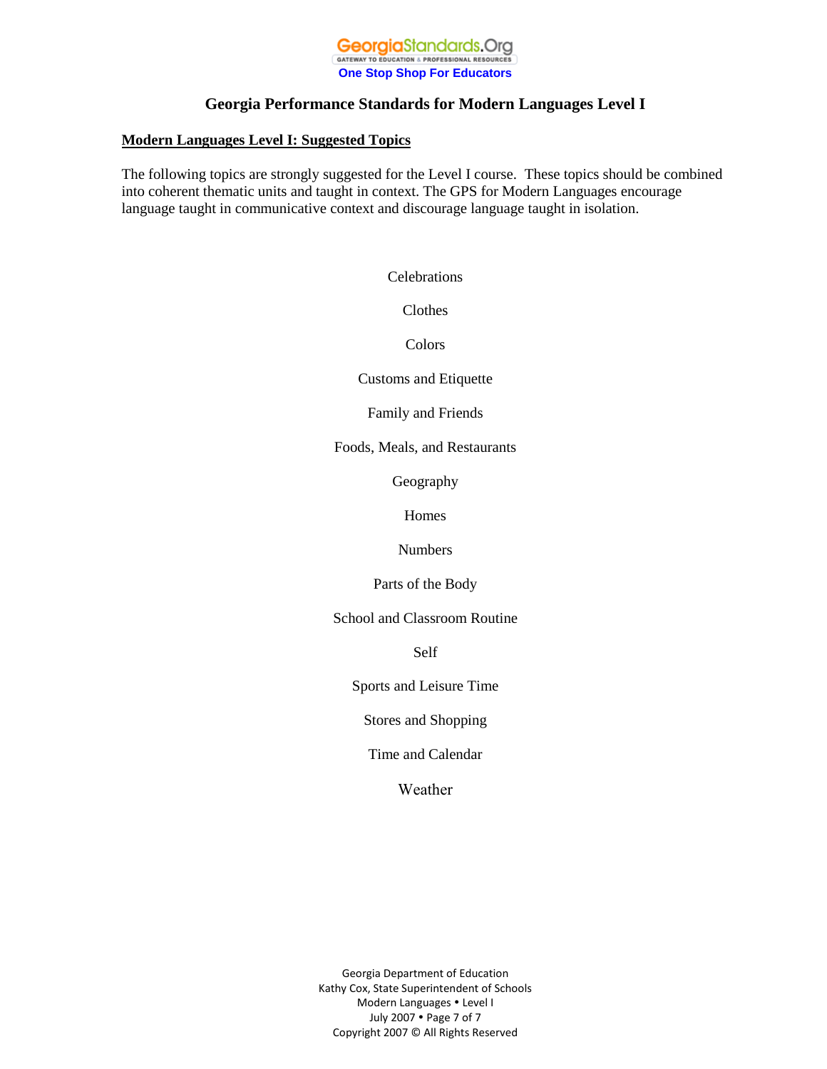# Georgia Performance Standards for Modern Languages Level I

## Modern Languages Level I: Suggested Topics

The following topics are strongly suggested for the Level I course. These topics should be combined into coherent thematic units and taught in context. The GPS for Modern Languages encourage language taught in communicative context and discourage language taught in isolation.

Celebrations

Clothes

Colors

Customs and Etiquette

Family and Friends

Foods, Meals, and Restaurants

Geography

Homes

Numbers

Parts of the Body

School and Classroom Routine

Self

Sports and Leisure Time

Stores and Shopping

Time and Calendar

Weather